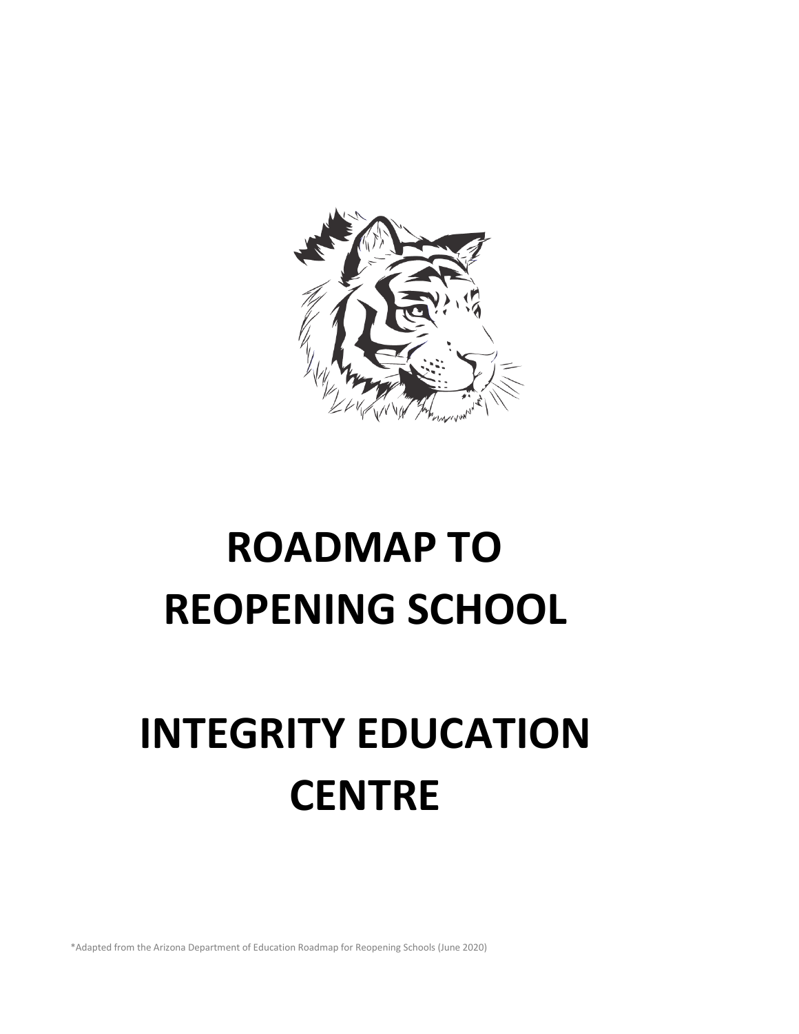# ROADMAP TO REOPENING SCHOOL

# INTEGRITY EDUCATION CENTRE

*Adapted from the Arizona Department of Education Roadmap for Reopening Schools (June 2020)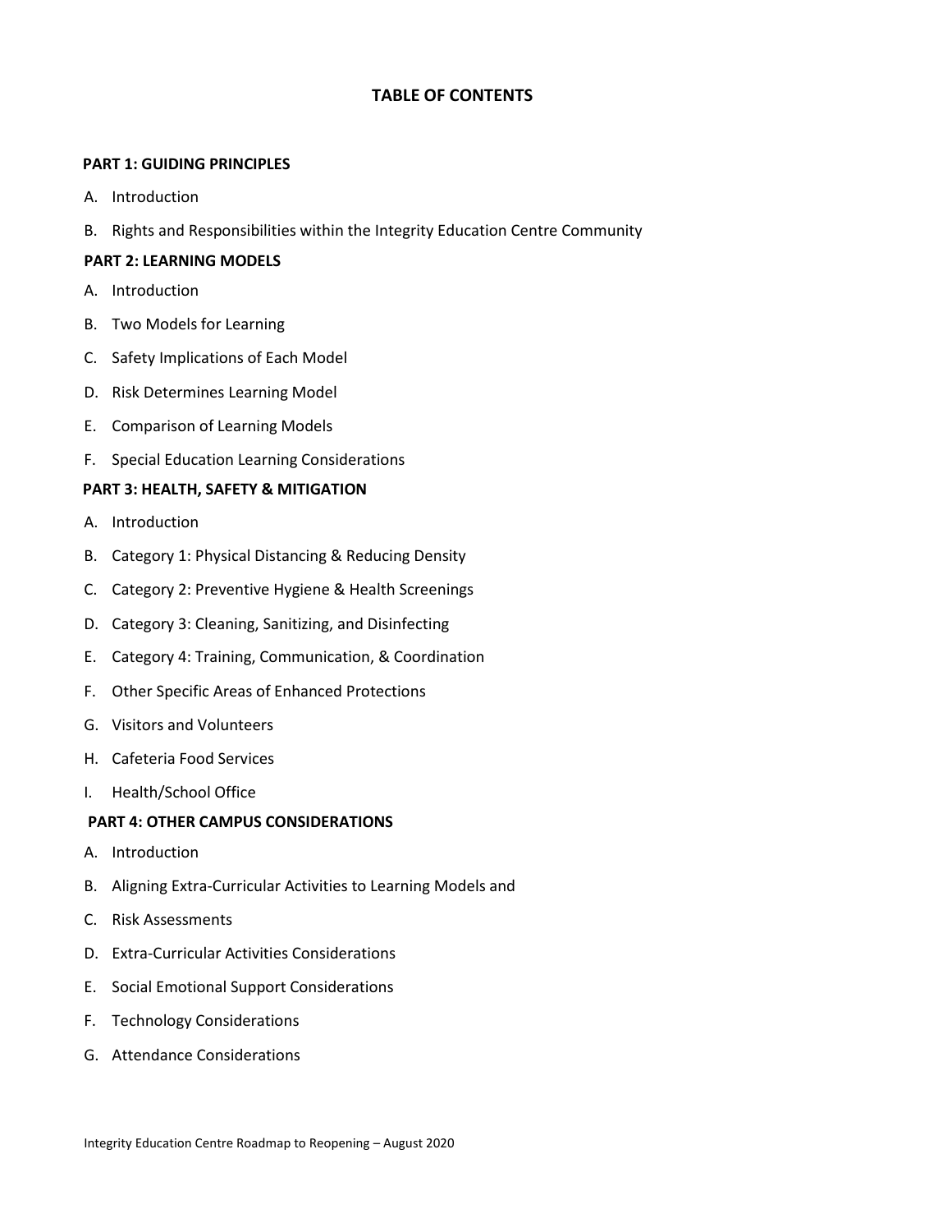# TABLE OF CONTENTS

**PART 1: GUIDING PRINCIPLES**

A. Introduction

B. Rights and Responsibilities within the Integrity Education Centre Community

**PART 2: LEARNING MODELS**

A. Introduction

B. Two Models for Learning

C. Safety Implications of Each Model

D. Risk Determines Learning Model

E. Comparison of Learning Models

F. Special Education Learning Considerations

**PART 3: HEALTH, SAFETY & MITIGATION**

A. Introduction

B. Category 1: Physical Distancing & Reducing Density

C. Category 2: Preventive Hygiene & Health Screenings

D. Category 3: Cleaning, Sanitizing, and Disinfecting

E. Category 4: Training, Communication, & Coordination

F. Other Specific Areas of Enhanced Protections

G. Visitors and Volunteers

H. Cafeteria Food Services

I. Health/School Office

**PART 4: OTHER CAMPUS CONSIDERATIONS**

A. Introduction

B. Aligning Extra-Curricular Activities to Learning Models and

C. Risk Assessments

D. Extra-Curricular Activities Considerations

E. Social Emotional Support Considerations

F. Technology Considerations

G. Attendance Considerations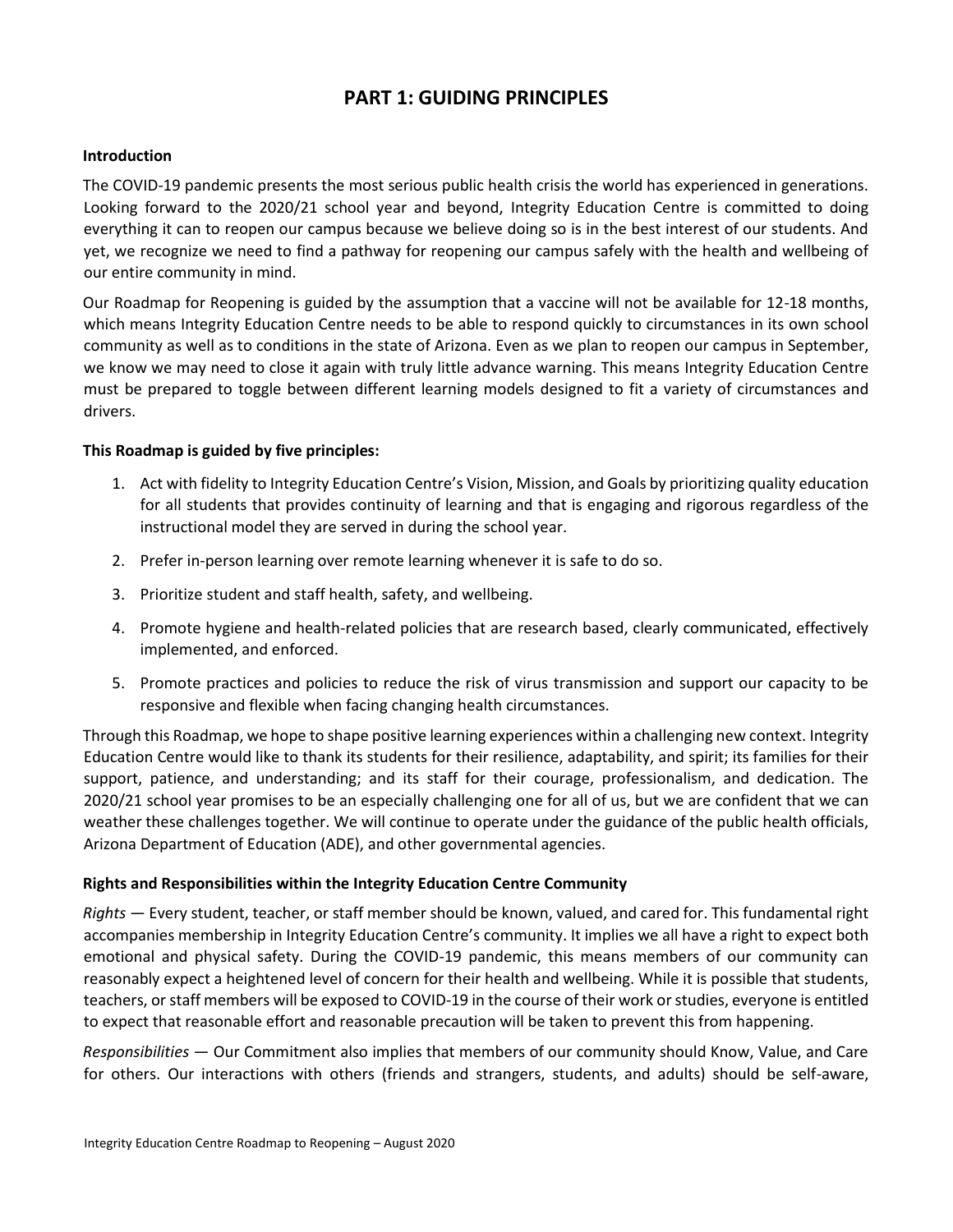# PART 1: GUIDING PRINCIPLES

## Introduction

The COVID-19 pandemic presents the most serious public health crisis the world has experienced in generations. Looking forward to the 2020/21 school year and beyond, Integrity Education Centre is committed to doing everything it can to reopen our campus because we believe doing so is in the best interest of our students. And yet, we recognize we need to find a pathway for reopening our campus safely with the health and wellbeing of our entire community in mind.

Our Roadmap for Reopening is guided by the assumption that a vaccine will not be available for 12-18 months, which means Integrity Education Centre needs to be able to respond quickly to circumstances in its own school community as well as to conditions in the state of Arizona. Even as we plan to reopen our campus in September, we know we may need to close it again with truly little advance warning. This means Integrity Education Centre must be prepared to toggle between different learning models designed to fit a variety of circumstances and drivers.

**This Roadmap is guided by five principles:**

1. Act with fidelity to Integrity Education Centre's Vision, Mission, and Goals by prioritizing quality education for all students that provides continuity of learning and that is engaging and rigorous regardless of the instructional model they are served in during the school year.
2. Prefer in-person learning over remote learning whenever it is safe to do so.
3. Prioritize student and staff health, safety, and wellbeing.
4. Promote hygiene and health-related policies that are research based, clearly communicated, effectively implemented, and enforced.
5. Promote practices and policies to reduce the risk of virus transmission and support our capacity to be responsive and flexible when facing changing health circumstances.

Through this Roadmap, we hope to shape positive learning experiences within a challenging new context. Integrity Education Centre would like to thank its students for their resilience, adaptability, and spirit; its families for their support, patience, and understanding; and its staff for their courage, professionalism, and dedication. The 2020/21 school year promises to be an especially challenging one for all of us, but we are confident that we can weather these challenges together. We will continue to operate under the guidance of the public health officials, Arizona Department of Education (ADE), and other governmental agencies.

## Rights and Responsibilities within the Integrity Education Centre Community

*Rights* — Every student, teacher, or staff member should be known, valued, and cared for. This fundamental right accompanies membership in Integrity Education Centre's community. It implies we all have a right to expect both emotional and physical safety. During the COVID-19 pandemic, this means members of our community can reasonably expect a heightened level of concern for their health and wellbeing. While it is possible that students, teachers, or staff members will be exposed to COVID-19 in the course of their work or studies, everyone is entitled to expect that reasonable effort and reasonable precaution will be taken to prevent this from happening.

*Responsibilities* — Our Commitment also implies that members of our community should Know, Value, and Care for others. Our interactions with others (friends and strangers, students, and adults) should be self-aware,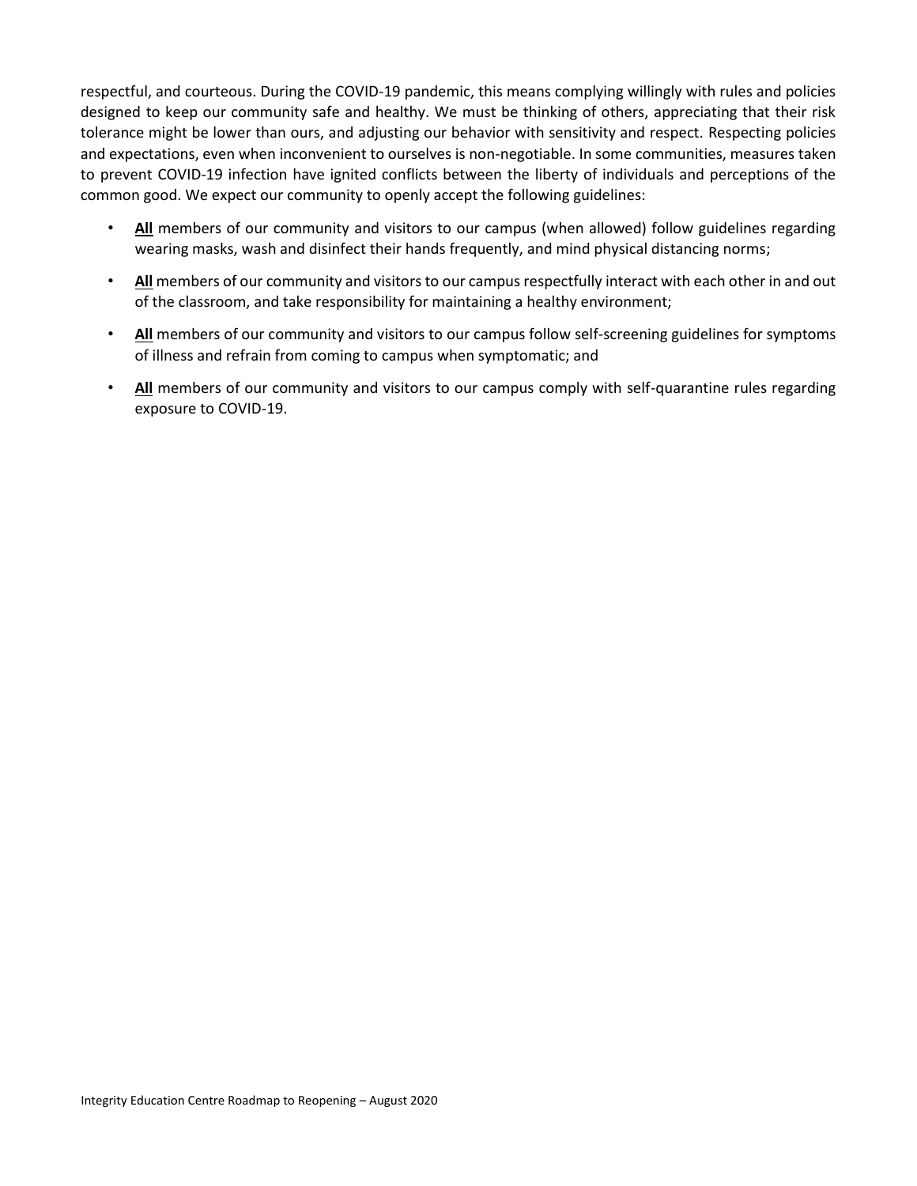respectful, and courteous. During the COVID-19 pandemic, this means complying willingly with rules and policies designed to keep our community safe and healthy. We must be thinking of others, appreciating that their risk tolerance might be lower than ours, and adjusting our behavior with sensitivity and respect. Respecting policies and expectations, even when inconvenient to ourselves is non-negotiable. In some communities, measures taken to prevent COVID-19 infection have ignited conflicts between the liberty of individuals and perceptions of the common good. We expect our community to openly accept the following guidelines:

- **All** members of our community and visitors to our campus (when allowed) follow guidelines regarding wearing masks, wash and disinfect their hands frequently, and mind physical distancing norms;
- **All** members of our community and visitors to our campus respectfully interact with each other in and out of the classroom, and take responsibility for maintaining a healthy environment;
- **All** members of our community and visitors to our campus follow self-screening guidelines for symptoms of illness and refrain from coming to campus when symptomatic; and
- **All** members of our community and visitors to our campus comply with self-quarantine rules regarding exposure to COVID-19.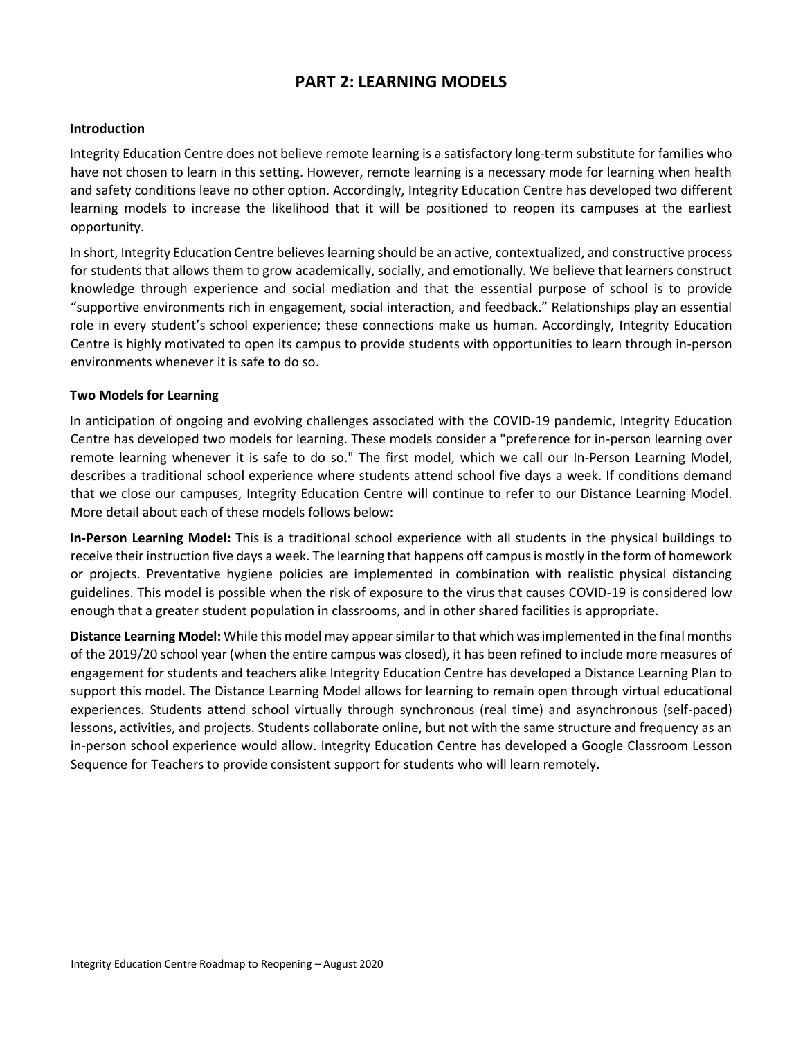# PART 2: LEARNING MODELS

### Introduction

Integrity Education Centre does not believe remote learning is a satisfactory long-term substitute for families who have not chosen to learn in this setting. However, remote learning is a necessary mode for learning when health and safety conditions leave no other option. Accordingly, Integrity Education Centre has developed two different learning models to increase the likelihood that it will be positioned to reopen its campuses at the earliest opportunity.

In short, Integrity Education Centre believes learning should be an active, contextualized, and constructive process for students that allows them to grow academically, socially, and emotionally. We believe that learners construct knowledge through experience and social mediation and that the essential purpose of school is to provide "supportive environments rich in engagement, social interaction, and feedback." Relationships play an essential role in every student's school experience; these connections make us human. Accordingly, Integrity Education Centre is highly motivated to open its campus to provide students with opportunities to learn through in-person environments whenever it is safe to do so.

### Two Models for Learning

In anticipation of ongoing and evolving challenges associated with the COVID-19 pandemic, Integrity Education Centre has developed two models for learning. These models consider a "preference for in-person learning over remote learning whenever it is safe to do so." The first model, which we call our In-Person Learning Model, describes a traditional school experience where students attend school five days a week. If conditions demand that we close our campuses, Integrity Education Centre will continue to refer to our Distance Learning Model. More detail about each of these models follows below:

**In-Person Learning Model:** This is a traditional school experience with all students in the physical buildings to receive their instruction five days a week. The learning that happens off campus is mostly in the form of homework or projects. Preventative hygiene policies are implemented in combination with realistic physical distancing guidelines. This model is possible when the risk of exposure to the virus that causes COVID-19 is considered low enough that a greater student population in classrooms, and in other shared facilities is appropriate.

**Distance Learning Model:** While this model may appear similar to that which was implemented in the final months of the 2019/20 school year (when the entire campus was closed), it has been refined to include more measures of engagement for students and teachers alike Integrity Education Centre has developed a Distance Learning Plan to support this model. The Distance Learning Model allows for learning to remain open through virtual educational experiences. Students attend school virtually through synchronous (real time) and asynchronous (self-paced) lessons, activities, and projects. Students collaborate online, but not with the same structure and frequency as an in-person school experience would allow. Integrity Education Centre has developed a Google Classroom Lesson Sequence for Teachers to provide consistent support for students who will learn remotely.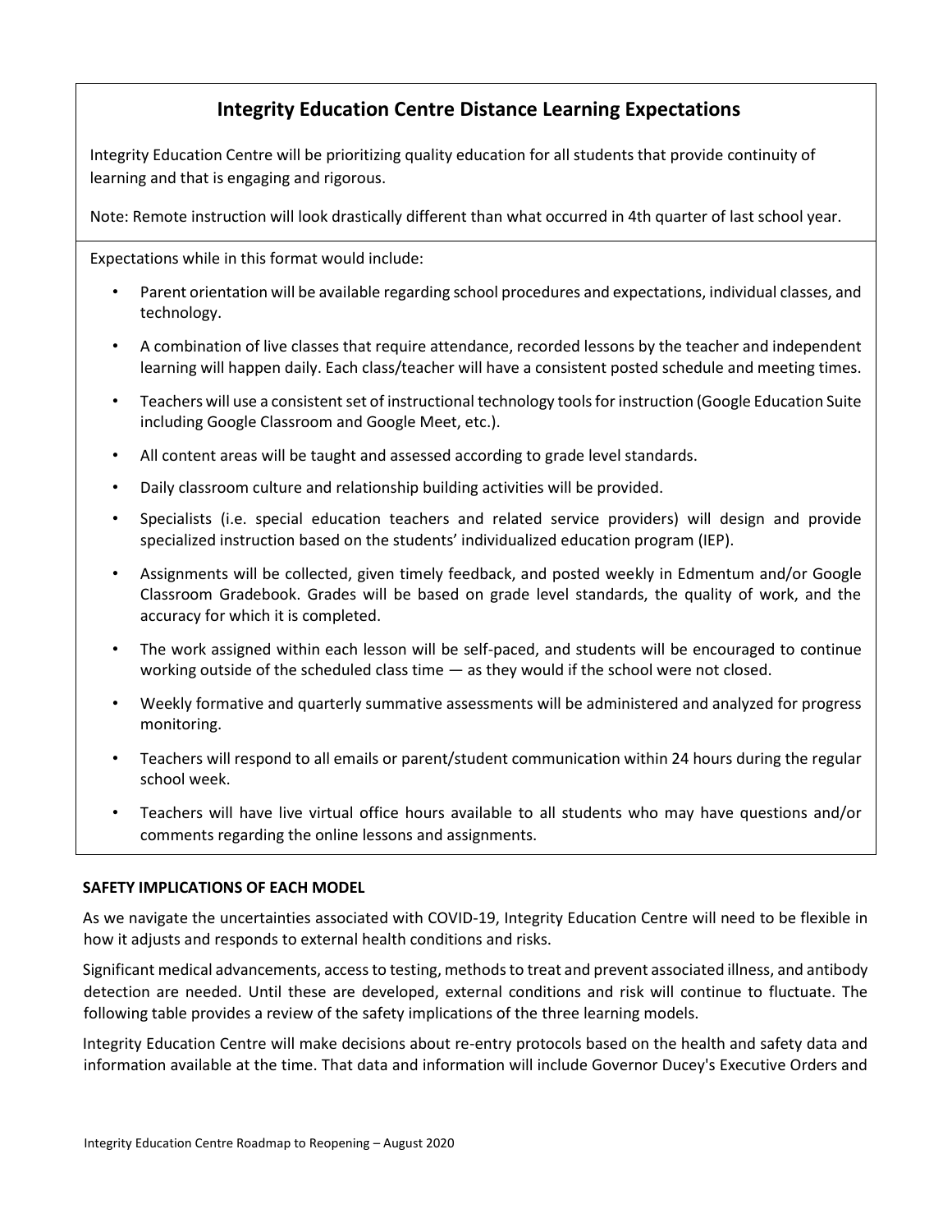## Integrity Education Centre Distance Learning Expectations

Integrity Education Centre will be prioritizing quality education for all students that provide continuity of learning and that is engaging and rigorous.

Note: Remote instruction will look drastically different than what occurred in 4th quarter of last school year.

Expectations while in this format would include:

- Parent orientation will be available regarding school procedures and expectations, individual classes, and technology.
- A combination of live classes that require attendance, recorded lessons by the teacher and independent learning will happen daily. Each class/teacher will have a consistent posted schedule and meeting times.
- Teachers will use a consistent set of instructional technology tools for instruction (Google Education Suite including Google Classroom and Google Meet, etc.).
- All content areas will be taught and assessed according to grade level standards.
- Daily classroom culture and relationship building activities will be provided.
- Specialists (i.e. special education teachers and related service providers) will design and provide specialized instruction based on the students' individualized education program (IEP).
- Assignments will be collected, given timely feedback, and posted weekly in Edmentum and/or Google Classroom Gradebook. Grades will be based on grade level standards, the quality of work, and the accuracy for which it is completed.
- The work assigned within each lesson will be self-paced, and students will be encouraged to continue working outside of the scheduled class time — as they would if the school were not closed.
- Weekly formative and quarterly summative assessments will be administered and analyzed for progress monitoring.
- Teachers will respond to all emails or parent/student communication within 24 hours during the regular school week.
- Teachers will have live virtual office hours available to all students who may have questions and/or comments regarding the online lessons and assignments.

**SAFETY IMPLICATIONS OF EACH MODEL**

As we navigate the uncertainties associated with COVID-19, Integrity Education Centre will need to be flexible in how it adjusts and responds to external health conditions and risks.

Significant medical advancements, access to testing, methods to treat and prevent associated illness, and antibody detection are needed. Until these are developed, external conditions and risk will continue to fluctuate. The following table provides a review of the safety implications of the three learning models.

Integrity Education Centre will make decisions about re-entry protocols based on the health and safety data and information available at the time. That data and information will include Governor Ducey's Executive Orders and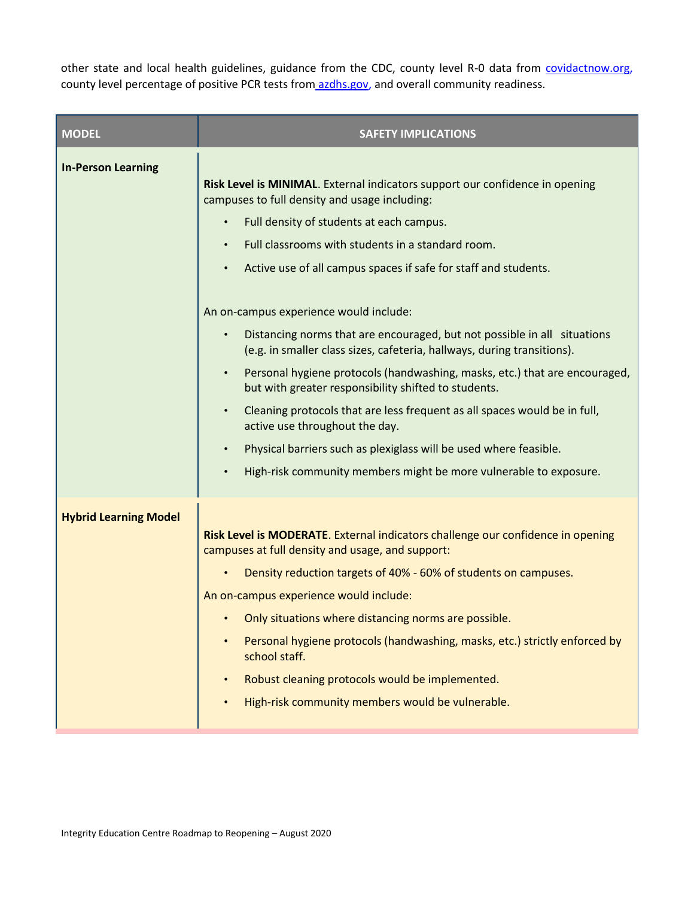other state and local health guidelines, guidance from the CDC, county level R-0 data from [covidactnow.org](covidactnow.org), county level percentage of positive PCR tests from [azdhs.gov](azdhs.gov), and overall community readiness.

| MODEL | SAFETY IMPLICATIONS |
| --- | --- |
| **In-Person Learning** | **Risk Level is MINIMAL**. External indicators support our confidence in opening campuses to full density and usage including:<br>• Full density of students at each campus.<br>• Full classrooms with students in a standard room.<br>• Active use of all campus spaces if safe for staff and students.<br><br>An on-campus experience would include:<br>• Distancing norms that are encouraged, but not possible in all situations (e.g. in smaller class sizes, cafeteria, hallways, during transitions).<br>• Personal hygiene protocols (handwashing, masks, etc.) that are encouraged, but with greater responsibility shifted to students.<br>• Cleaning protocols that are less frequent as all spaces would be in full, active use throughout the day.<br>• Physical barriers such as plexiglass will be used where feasible.<br>• High-risk community members might be more vulnerable to exposure. |
| **Hybrid Learning Model** | **Risk Level is MODERATE**. External indicators challenge our confidence in opening campuses at full density and usage, and support:<br>• Density reduction targets of 40% - 60% of students on campuses.<br>An on-campus experience would include:<br>• Only situations where distancing norms are possible.<br>• Personal hygiene protocols (handwashing, masks, etc.) strictly enforced by school staff.<br>• Robust cleaning protocols would be implemented.<br>• High-risk community members would be vulnerable. |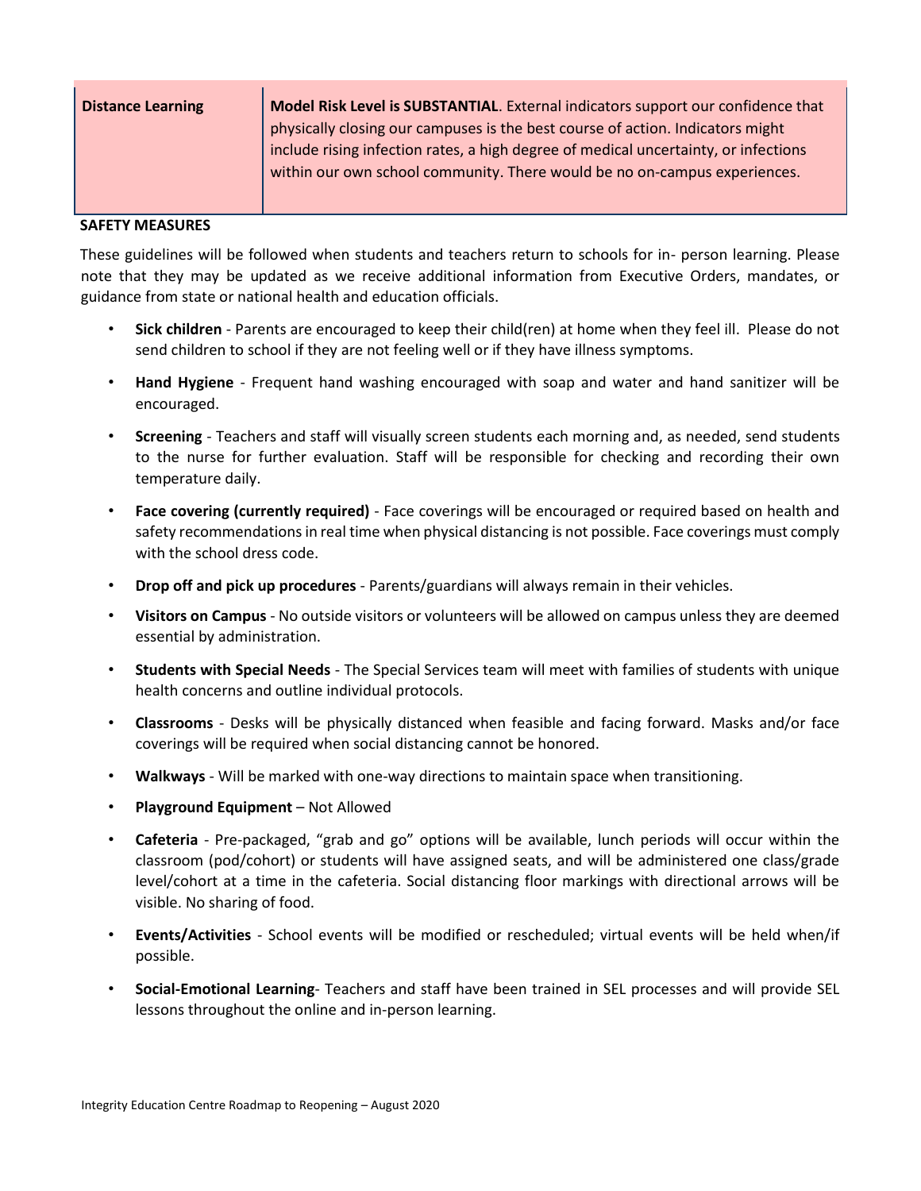| Distance Learning | **Model Risk Level is SUBSTANTIAL**. External indicators support our confidence that physically closing our campuses is the best course of action. Indicators might include rising infection rates, a high degree of medical uncertainty, or infections within our own school community. There would be no on-campus experiences. |
|---|---|

**SAFETY MEASURES**

These guidelines will be followed when students and teachers return to schools for in- person learning. Please note that they may be updated as we receive additional information from Executive Orders, mandates, or guidance from state or national health and education officials.

- **Sick children** - Parents are encouraged to keep their child(ren) at home when they feel ill. Please do not send children to school if they are not feeling well or if they have illness symptoms.
- **Hand Hygiene** - Frequent hand washing encouraged with soap and water and hand sanitizer will be encouraged.
- **Screening** - Teachers and staff will visually screen students each morning and, as needed, send students to the nurse for further evaluation. Staff will be responsible for checking and recording their own temperature daily.
- **Face covering (currently required)** - Face coverings will be encouraged or required based on health and safety recommendations in real time when physical distancing is not possible. Face coverings must comply with the school dress code.
- **Drop off and pick up procedures** - Parents/guardians will always remain in their vehicles.
- **Visitors on Campus** - No outside visitors or volunteers will be allowed on campus unless they are deemed essential by administration.
- **Students with Special Needs** - The Special Services team will meet with families of students with unique health concerns and outline individual protocols.
- **Classrooms** - Desks will be physically distanced when feasible and facing forward. Masks and/or face coverings will be required when social distancing cannot be honored.
- **Walkways** - Will be marked with one-way directions to maintain space when transitioning.
- **Playground Equipment** – Not Allowed
- **Cafeteria** - Pre-packaged, "grab and go" options will be available, lunch periods will occur within the classroom (pod/cohort) or students will have assigned seats, and will be administered one class/grade level/cohort at a time in the cafeteria. Social distancing floor markings with directional arrows will be visible. No sharing of food.
- **Events/Activities** - School events will be modified or rescheduled; virtual events will be held when/if possible.
- **Social-Emotional Learning**- Teachers and staff have been trained in SEL processes and will provide SEL lessons throughout the online and in-person learning.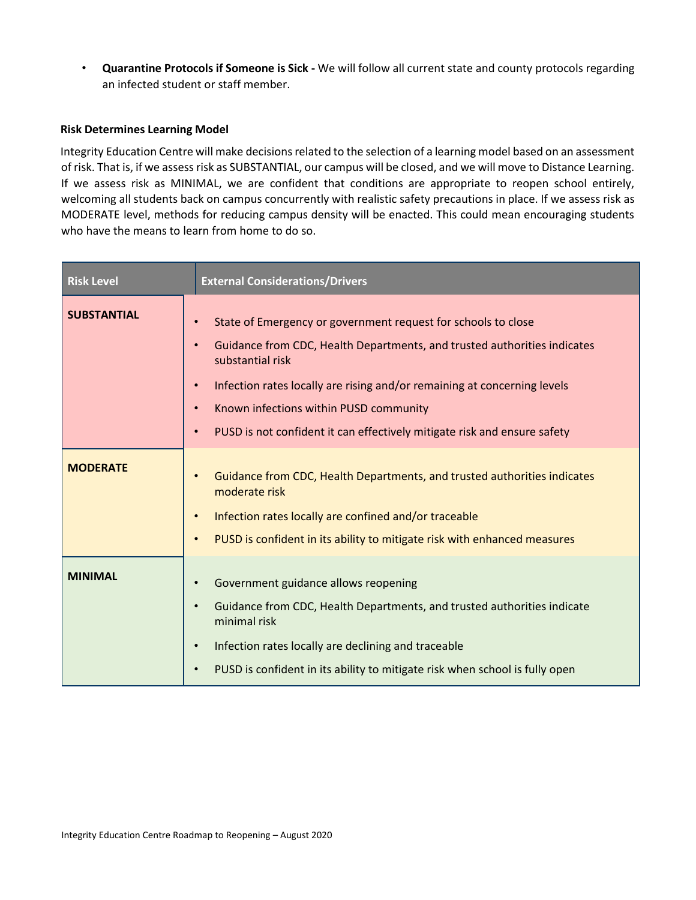- **Quarantine Protocols if Someone is Sick -** We will follow all current state and county protocols regarding an infected student or staff member.

**Risk Determines Learning Model**

Integrity Education Centre will make decisions related to the selection of a learning model based on an assessment of risk. That is, if we assess risk as SUBSTANTIAL, our campus will be closed, and we will move to Distance Learning. If we assess risk as MINIMAL, we are confident that conditions are appropriate to reopen school entirely, welcoming all students back on campus concurrently with realistic safety precautions in place. If we assess risk as MODERATE level, methods for reducing campus density will be enacted. This could mean encouraging students who have the means to learn from home to do so.

| Risk Level | External Considerations/Drivers |
|---|---|
| **SUBSTANTIAL** | • State of Emergency or government request for schools to close<br>• Guidance from CDC, Health Departments, and trusted authorities indicates substantial risk<br>• Infection rates locally are rising and/or remaining at concerning levels<br>• Known infections within PUSD community<br>• PUSD is not confident it can effectively mitigate risk and ensure safety |
| **MODERATE** | • Guidance from CDC, Health Departments, and trusted authorities indicates moderate risk<br>• Infection rates locally are confined and/or traceable<br>• PUSD is confident in its ability to mitigate risk with enhanced measures |
| **MINIMAL** | • Government guidance allows reopening<br>• Guidance from CDC, Health Departments, and trusted authorities indicate minimal risk<br>• Infection rates locally are declining and traceable<br>• PUSD is confident in its ability to mitigate risk when school is fully open |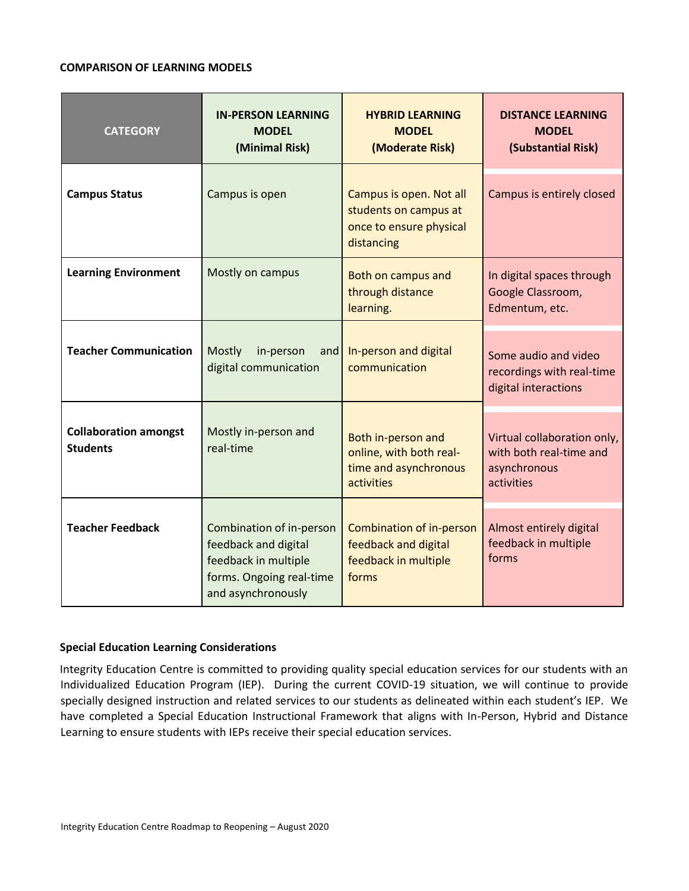**COMPARISON OF LEARNING MODELS**

| **CATEGORY** | **IN-PERSON LEARNING MODEL (Minimal Risk)** | **HYBRID LEARNING MODEL (Moderate Risk)** | **DISTANCE LEARNING MODEL (Substantial Risk)** |
|---|---|---|---|
| **Campus Status** | Campus is open | Campus is open. Not all students on campus at once to ensure physical distancing | Campus is entirely closed |
| **Learning Environment** | Mostly on campus | Both on campus and through distance learning. | In digital spaces through Google Classroom, Edmentum, etc. |
| **Teacher Communication** | Mostly in-person and digital communication | In-person and digital communication | Some audio and video recordings with real-time digital interactions |
| **Collaboration amongst Students** | Mostly in-person and real-time | Both in-person and online, with both real-time and asynchronous activities | Virtual collaboration only, with both real-time and asynchronous activities |
| **Teacher Feedback** | Combination of in-person feedback and digital feedback in multiple forms. Ongoing real-time and asynchronously | Combination of in-person feedback and digital feedback in multiple forms | Almost entirely digital feedback in multiple forms |

**Special Education Learning Considerations**

Integrity Education Centre is committed to providing quality special education services for our students with an Individualized Education Program (IEP). During the current COVID-19 situation, we will continue to provide specially designed instruction and related services to our students as delineated within each student's IEP. We have completed a Special Education Instructional Framework that aligns with In-Person, Hybrid and Distance Learning to ensure students with IEPs receive their special education services.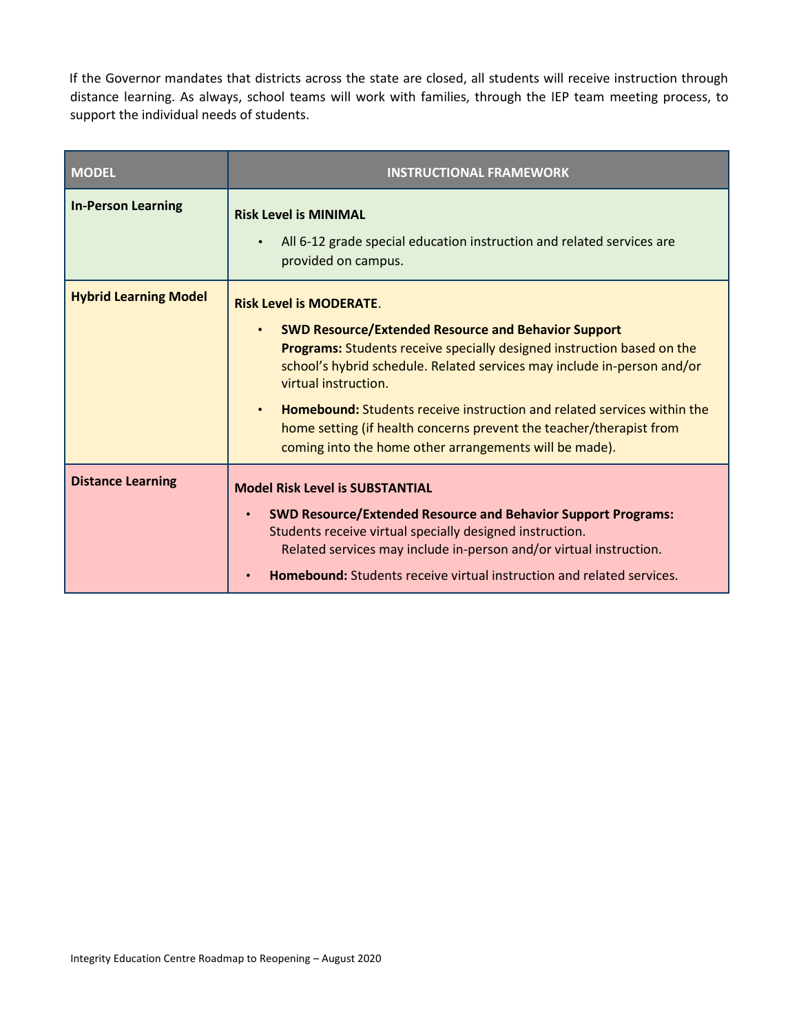If the Governor mandates that districts across the state are closed, all students will receive instruction through distance learning. As always, school teams will work with families, through the IEP team meeting process, to support the individual needs of students.

| MODEL | INSTRUCTIONAL FRAMEWORK |
|---|---|
| **In-Person Learning** | **Risk Level is MINIMAL**<br>• All 6-12 grade special education instruction and related services are provided on campus. |
| **Hybrid Learning Model** | **Risk Level is MODERATE**.<br>• **SWD Resource/Extended Resource and Behavior Support Programs:** Students receive specially designed instruction based on the school's hybrid schedule. Related services may include in-person and/or virtual instruction.<br>• **Homebound:** Students receive instruction and related services within the home setting (if health concerns prevent the teacher/therapist from coming into the home other arrangements will be made). |
| **Distance Learning** | **Model Risk Level is SUBSTANTIAL**<br>• **SWD Resource/Extended Resource and Behavior Support Programs:** Students receive virtual specially designed instruction. Related services may include in-person and/or virtual instruction.<br>• **Homebound:** Students receive virtual instruction and related services. |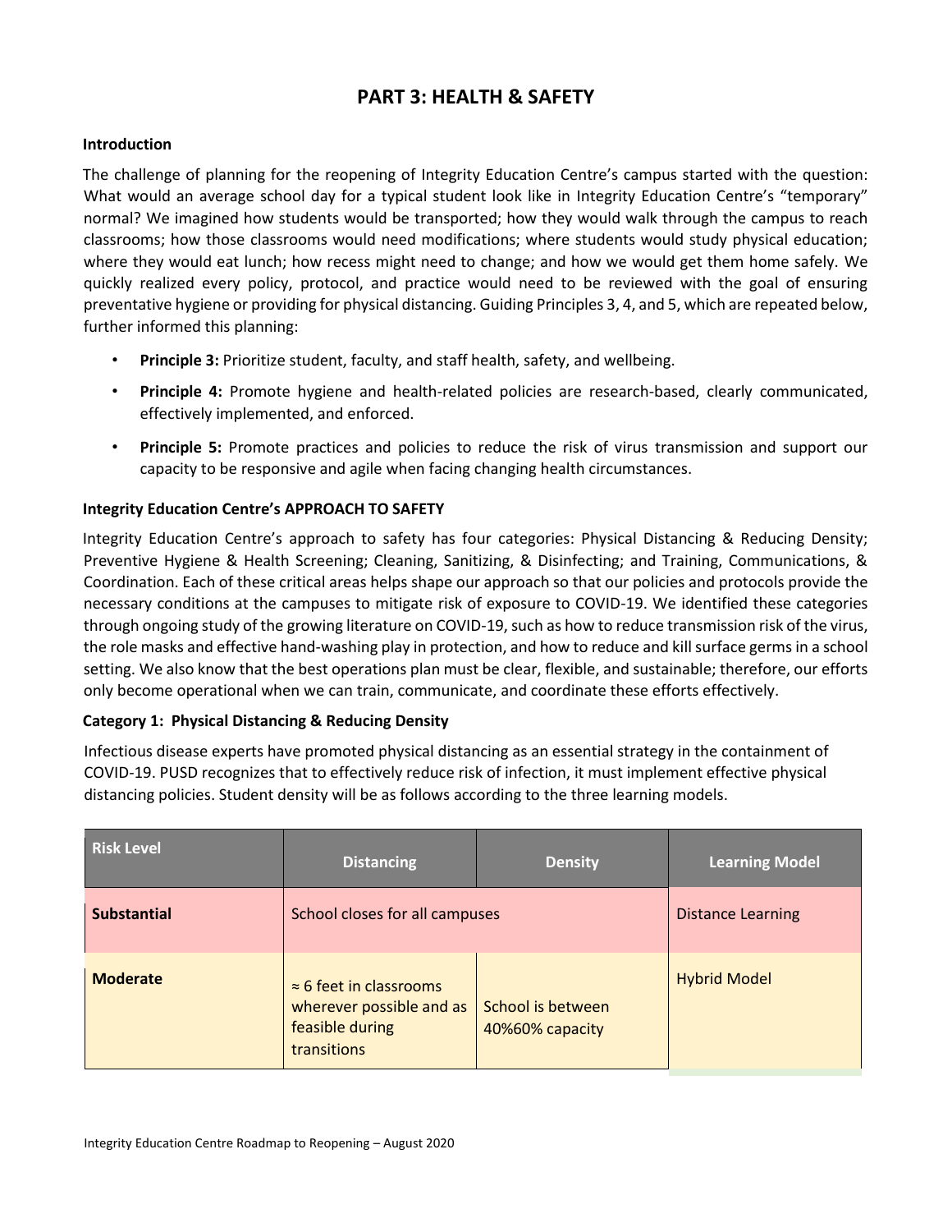# PART 3: HEALTH & SAFETY

### Introduction

The challenge of planning for the reopening of Integrity Education Centre's campus started with the question: What would an average school day for a typical student look like in Integrity Education Centre's "temporary" normal? We imagined how students would be transported; how they would walk through the campus to reach classrooms; how those classrooms would need modifications; where students would study physical education; where they would eat lunch; how recess might need to change; and how we would get them home safely. We quickly realized every policy, protocol, and practice would need to be reviewed with the goal of ensuring preventative hygiene or providing for physical distancing. Guiding Principles 3, 4, and 5, which are repeated below, further informed this planning:

- **Principle 3:** Prioritize student, faculty, and staff health, safety, and wellbeing.
- **Principle 4:** Promote hygiene and health-related policies are research-based, clearly communicated, effectively implemented, and enforced.
- **Principle 5:** Promote practices and policies to reduce the risk of virus transmission and support our capacity to be responsive and agile when facing changing health circumstances.

### Integrity Education Centre's APPROACH TO SAFETY

Integrity Education Centre's approach to safety has four categories: Physical Distancing & Reducing Density; Preventive Hygiene & Health Screening; Cleaning, Sanitizing, & Disinfecting; and Training, Communications, & Coordination. Each of these critical areas helps shape our approach so that our policies and protocols provide the necessary conditions at the campuses to mitigate risk of exposure to COVID-19. We identified these categories through ongoing study of the growing literature on COVID-19, such as how to reduce transmission risk of the virus, the role masks and effective hand-washing play in protection, and how to reduce and kill surface germs in a school setting. We also know that the best operations plan must be clear, flexible, and sustainable; therefore, our efforts only become operational when we can train, communicate, and coordinate these efforts effectively.

### Category 1: Physical Distancing & Reducing Density

Infectious disease experts have promoted physical distancing as an essential strategy in the containment of COVID-19. PUSD recognizes that to effectively reduce risk of infection, it must implement effective physical distancing policies. Student density will be as follows according to the three learning models.

| Risk Level | Distancing | Density | Learning Model |
|---|---|---|---|
| **Substantial** | School closes for all campuses | | Distance Learning |
| **Moderate** | ≈ 6 feet in classrooms wherever possible and as feasible during transitions | School is between 40%60% capacity | Hybrid Model |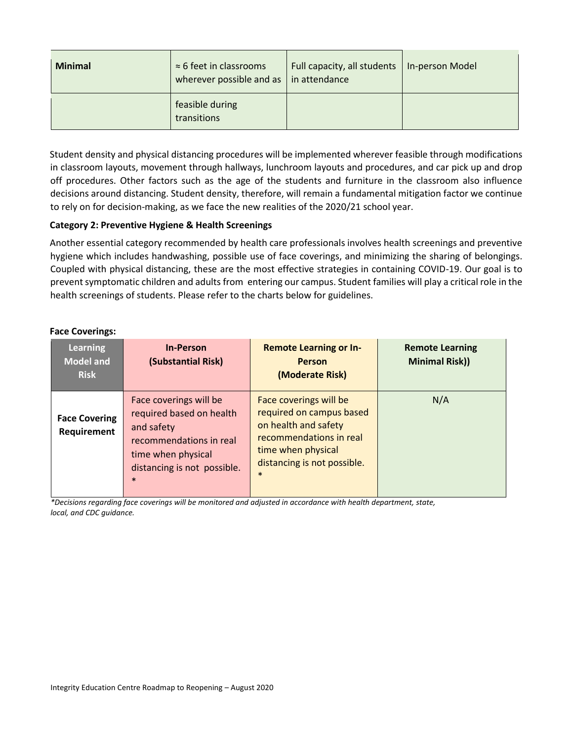| Minimal | ≈ 6 feet in classrooms wherever possible and as feasible during transitions | Full capacity, all students in attendance | In-person Model |
|---|---|---|---|

Student density and physical distancing procedures will be implemented wherever feasible through modifications in classroom layouts, movement through hallways, lunchroom layouts and procedures, and car pick up and drop off procedures. Other factors such as the age of the students and furniture in the classroom also influence decisions around distancing. Student density, therefore, will remain a fundamental mitigation factor we continue to rely on for decision-making, as we face the new realities of the 2020/21 school year.

**Category 2: Preventive Hygiene & Health Screenings**

Another essential category recommended by health care professionals involves health screenings and preventive hygiene which includes handwashing, possible use of face coverings, and minimizing the sharing of belongings. Coupled with physical distancing, these are the most effective strategies in containing COVID-19. Our goal is to prevent symptomatic children and adults from entering our campus. Student families will play a critical role in the health screenings of students. Please refer to the charts below for guidelines.

**Face Coverings:**

| Learning Model and Risk | In-Person (Substantial Risk) | Remote Learning or In-Person (Moderate Risk) | Remote Learning Minimal Risk)) |
|---|---|---|---|
| **Face Covering Requirement** | Face coverings will be required based on health and safety recommendations in real time when physical distancing is not possible. * | Face coverings will be required on campus based on health and safety recommendations in real time when physical distancing is not possible. * | N/A |

*\*Decisions regarding face coverings will be monitored and adjusted in accordance with health department, state, local, and CDC guidance.*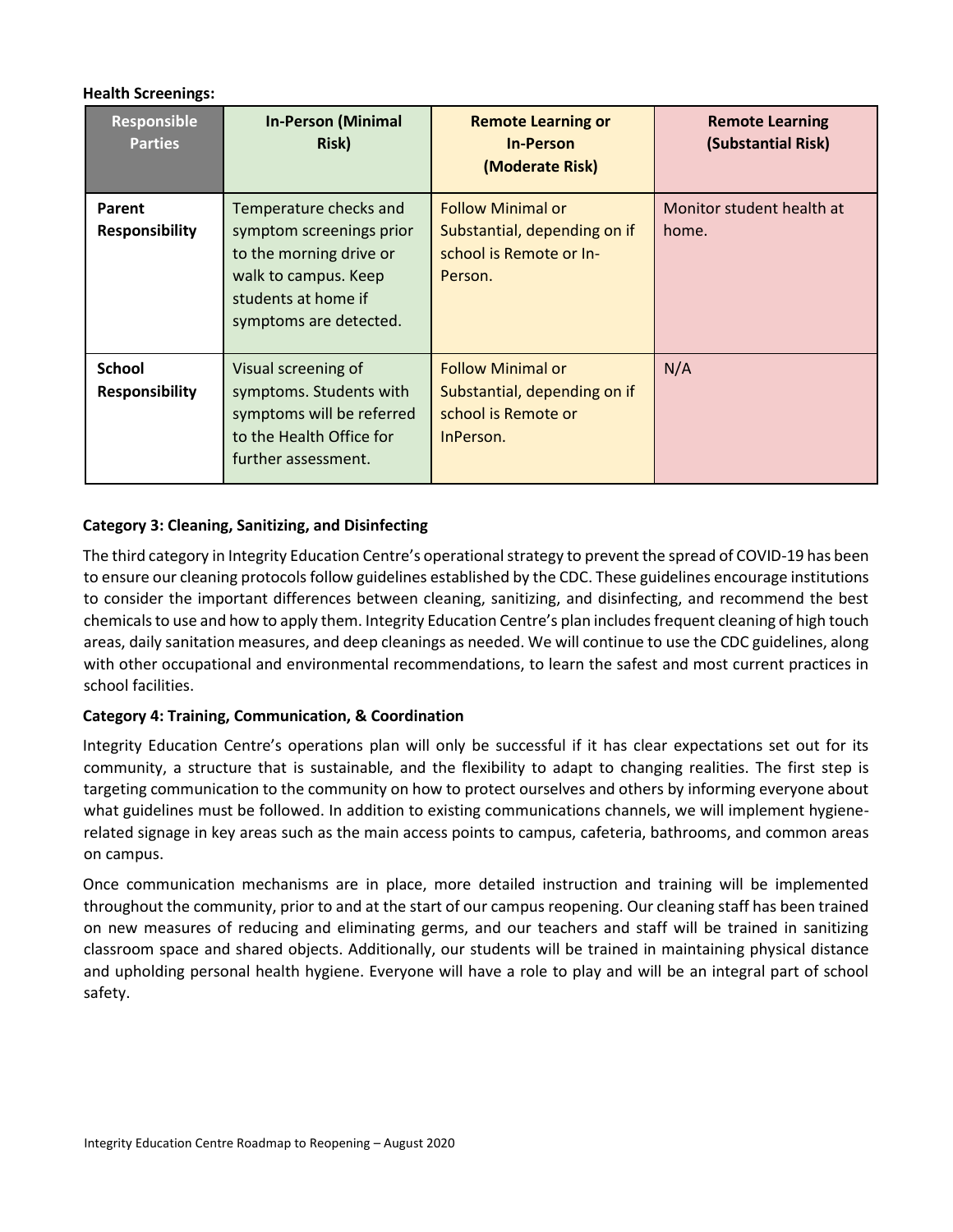**Health Screenings:**

| Responsible Parties | In-Person (Minimal Risk) | Remote Learning or In-Person (Moderate Risk) | Remote Learning (Substantial Risk) |
|---|---|---|---|
| **Parent Responsibility** | Temperature checks and symptom screenings prior to the morning drive or walk to campus. Keep students at home if symptoms are detected. | Follow Minimal or Substantial, depending on if school is Remote or In-Person. | Monitor student health at home. |
| **School Responsibility** | Visual screening of symptoms. Students with symptoms will be referred to the Health Office for further assessment. | Follow Minimal or Substantial, depending on if school is Remote or InPerson. | N/A |

**Category 3: Cleaning, Sanitizing, and Disinfecting**

The third category in Integrity Education Centre's operational strategy to prevent the spread of COVID-19 has been to ensure our cleaning protocols follow guidelines established by the CDC. These guidelines encourage institutions to consider the important differences between cleaning, sanitizing, and disinfecting, and recommend the best chemicals to use and how to apply them. Integrity Education Centre's plan includes frequent cleaning of high touch areas, daily sanitation measures, and deep cleanings as needed. We will continue to use the CDC guidelines, along with other occupational and environmental recommendations, to learn the safest and most current practices in school facilities.

**Category 4: Training, Communication, & Coordination**

Integrity Education Centre's operations plan will only be successful if it has clear expectations set out for its community, a structure that is sustainable, and the flexibility to adapt to changing realities. The first step is targeting communication to the community on how to protect ourselves and others by informing everyone about what guidelines must be followed. In addition to existing communications channels, we will implement hygiene-related signage in key areas such as the main access points to campus, cafeteria, bathrooms, and common areas on campus.

Once communication mechanisms are in place, more detailed instruction and training will be implemented throughout the community, prior to and at the start of our campus reopening. Our cleaning staff has been trained on new measures of reducing and eliminating germs, and our teachers and staff will be trained in sanitizing classroom space and shared objects. Additionally, our students will be trained in maintaining physical distance and upholding personal health hygiene. Everyone will have a role to play and will be an integral part of school safety.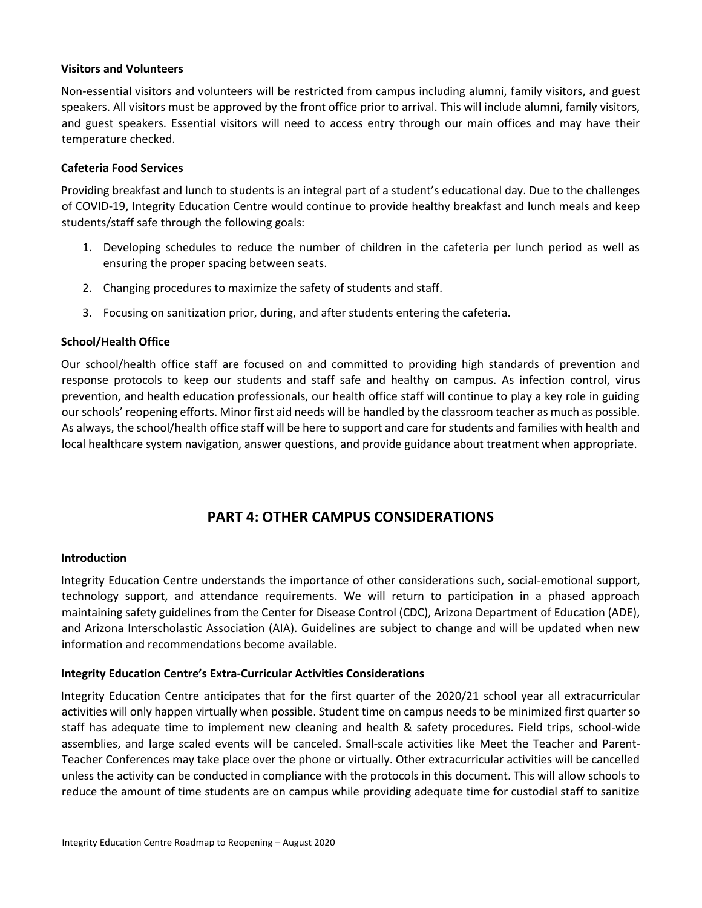**Visitors and Volunteers**

Non-essential visitors and volunteers will be restricted from campus including alumni, family visitors, and guest speakers. All visitors must be approved by the front office prior to arrival. This will include alumni, family visitors, and guest speakers. Essential visitors will need to access entry through our main offices and may have their temperature checked.

**Cafeteria Food Services**

Providing breakfast and lunch to students is an integral part of a student's educational day. Due to the challenges of COVID-19, Integrity Education Centre would continue to provide healthy breakfast and lunch meals and keep students/staff safe through the following goals:

1. Developing schedules to reduce the number of children in the cafeteria per lunch period as well as ensuring the proper spacing between seats.
2. Changing procedures to maximize the safety of students and staff.
3. Focusing on sanitization prior, during, and after students entering the cafeteria.

**School/Health Office**

Our school/health office staff are focused on and committed to providing high standards of prevention and response protocols to keep our students and staff safe and healthy on campus. As infection control, virus prevention, and health education professionals, our health office staff will continue to play a key role in guiding our schools' reopening efforts. Minor first aid needs will be handled by the classroom teacher as much as possible. As always, the school/health office staff will be here to support and care for students and families with health and local healthcare system navigation, answer questions, and provide guidance about treatment when appropriate.

## PART 4: OTHER CAMPUS CONSIDERATIONS

**Introduction**

Integrity Education Centre understands the importance of other considerations such, social-emotional support, technology support, and attendance requirements. We will return to participation in a phased approach maintaining safety guidelines from the Center for Disease Control (CDC), Arizona Department of Education (ADE), and Arizona Interscholastic Association (AIA). Guidelines are subject to change and will be updated when new information and recommendations become available.

**Integrity Education Centre's Extra-Curricular Activities Considerations**

Integrity Education Centre anticipates that for the first quarter of the 2020/21 school year all extracurricular activities will only happen virtually when possible. Student time on campus needs to be minimized first quarter so staff has adequate time to implement new cleaning and health & safety procedures. Field trips, school-wide assemblies, and large scaled events will be canceled. Small-scale activities like Meet the Teacher and Parent-Teacher Conferences may take place over the phone or virtually. Other extracurricular activities will be cancelled unless the activity can be conducted in compliance with the protocols in this document. This will allow schools to reduce the amount of time students are on campus while providing adequate time for custodial staff to sanitize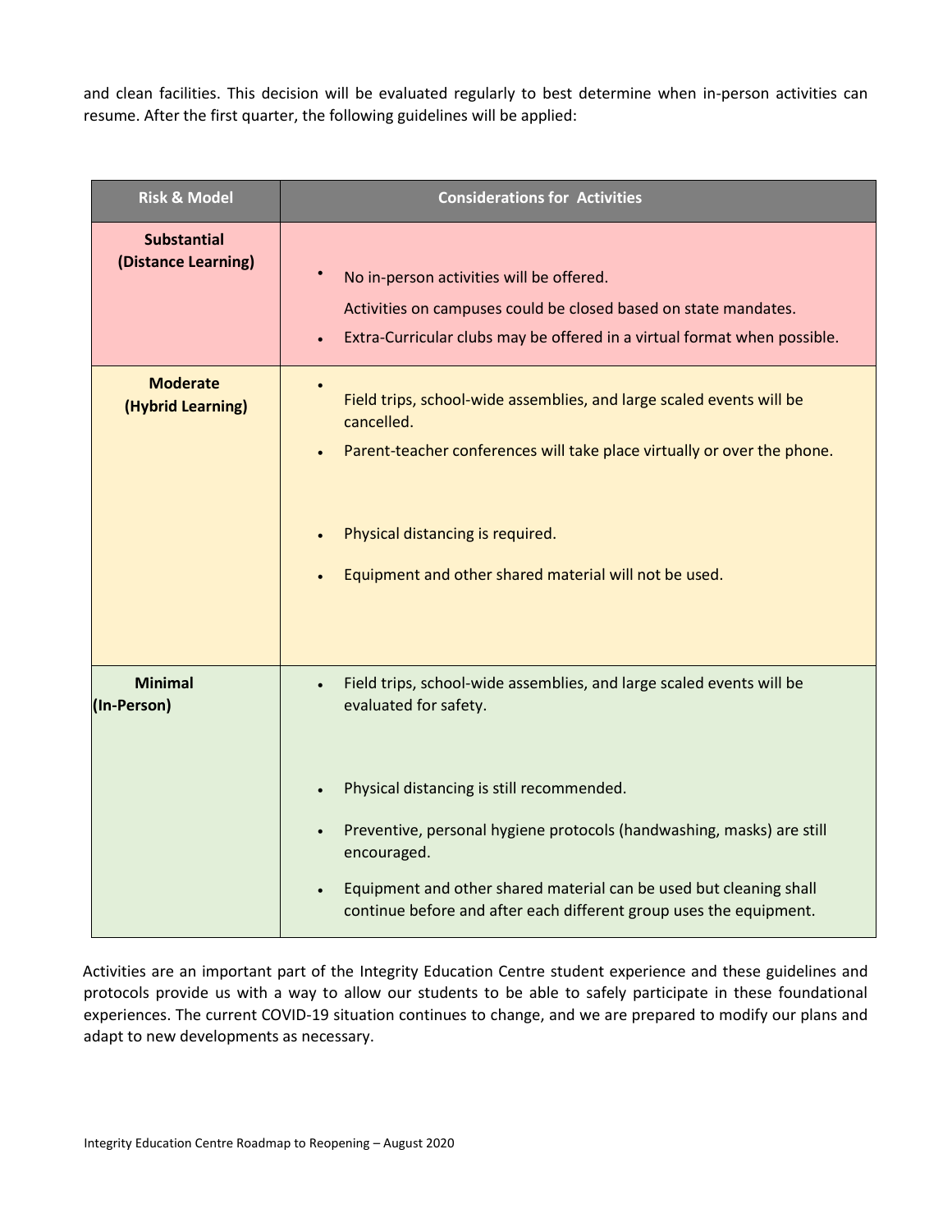and clean facilities. This decision will be evaluated regularly to best determine when in-person activities can resume. After the first quarter, the following guidelines will be applied:

| Risk & Model | Considerations for Activities |
| --- | --- |
| **Substantial (Distance Learning)** | • No in-person activities will be offered.<br>Activities on campuses could be closed based on state mandates.<br>• Extra-Curricular clubs may be offered in a virtual format when possible. |
| **Moderate (Hybrid Learning)** | • Field trips, school-wide assemblies, and large scaled events will be cancelled.<br>• Parent-teacher conferences will take place virtually or over the phone.<br>• Physical distancing is required.<br>• Equipment and other shared material will not be used. |
| **Minimal (In-Person)** | • Field trips, school-wide assemblies, and large scaled events will be evaluated for safety.<br>• Physical distancing is still recommended.<br>• Preventive, personal hygiene protocols (handwashing, masks) are still encouraged.<br>• Equipment and other shared material can be used but cleaning shall continue before and after each different group uses the equipment. |

Activities are an important part of the Integrity Education Centre student experience and these guidelines and protocols provide us with a way to allow our students to be able to safely participate in these foundational experiences. The current COVID-19 situation continues to change, and we are prepared to modify our plans and adapt to new developments as necessary.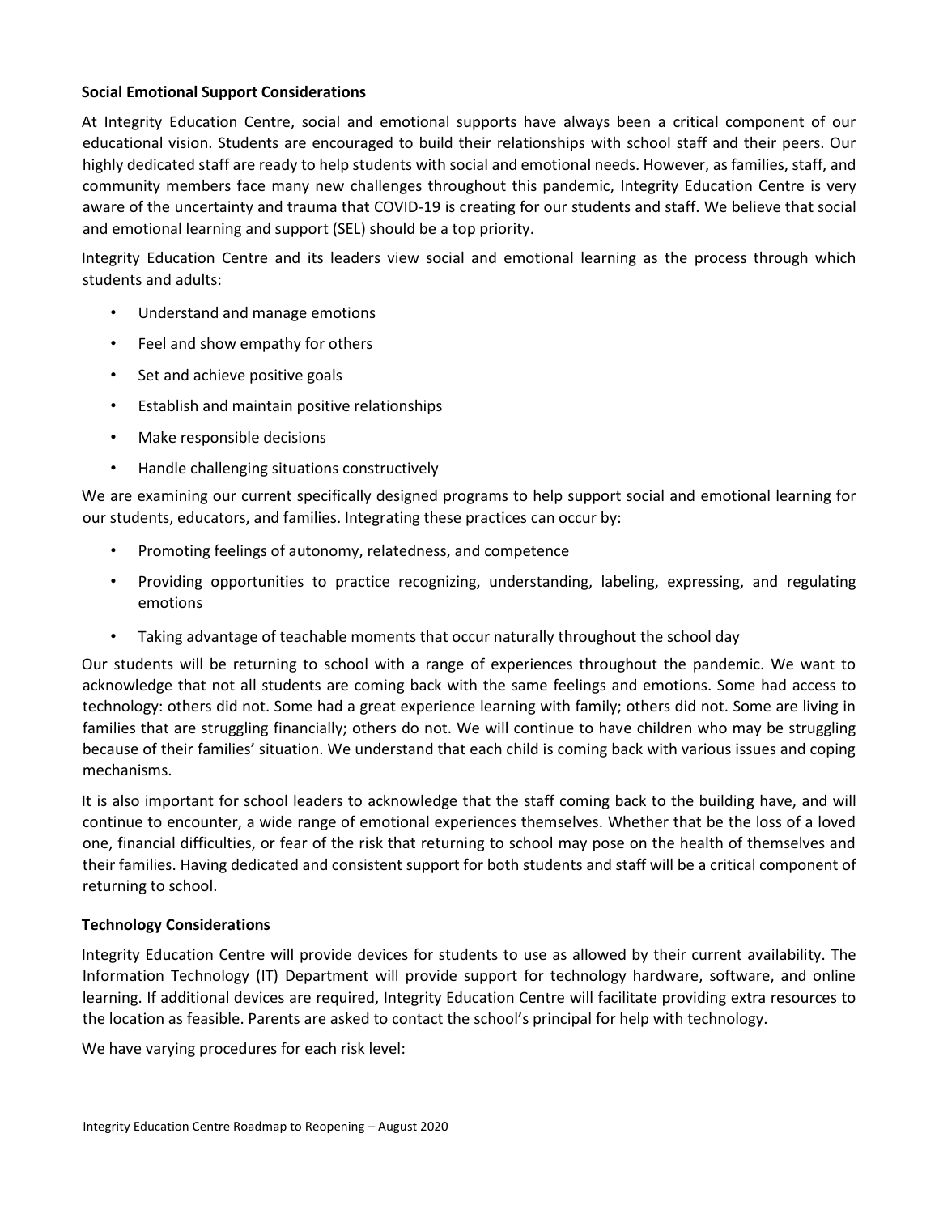**Social Emotional Support Considerations**

At Integrity Education Centre, social and emotional supports have always been a critical component of our educational vision. Students are encouraged to build their relationships with school staff and their peers. Our highly dedicated staff are ready to help students with social and emotional needs. However, as families, staff, and community members face many new challenges throughout this pandemic, Integrity Education Centre is very aware of the uncertainty and trauma that COVID-19 is creating for our students and staff. We believe that social and emotional learning and support (SEL) should be a top priority.

Integrity Education Centre and its leaders view social and emotional learning as the process through which students and adults:

- Understand and manage emotions
- Feel and show empathy for others
- Set and achieve positive goals
- Establish and maintain positive relationships
- Make responsible decisions
- Handle challenging situations constructively

We are examining our current specifically designed programs to help support social and emotional learning for our students, educators, and families. Integrating these practices can occur by:

- Promoting feelings of autonomy, relatedness, and competence
- Providing opportunities to practice recognizing, understanding, labeling, expressing, and regulating emotions
- Taking advantage of teachable moments that occur naturally throughout the school day

Our students will be returning to school with a range of experiences throughout the pandemic. We want to acknowledge that not all students are coming back with the same feelings and emotions. Some had access to technology: others did not. Some had a great experience learning with family; others did not. Some are living in families that are struggling financially; others do not. We will continue to have children who may be struggling because of their families' situation. We understand that each child is coming back with various issues and coping mechanisms.

It is also important for school leaders to acknowledge that the staff coming back to the building have, and will continue to encounter, a wide range of emotional experiences themselves. Whether that be the loss of a loved one, financial difficulties, or fear of the risk that returning to school may pose on the health of themselves and their families. Having dedicated and consistent support for both students and staff will be a critical component of returning to school.

**Technology Considerations**

Integrity Education Centre will provide devices for students to use as allowed by their current availability. The Information Technology (IT) Department will provide support for technology hardware, software, and online learning. If additional devices are required, Integrity Education Centre will facilitate providing extra resources to the location as feasible. Parents are asked to contact the school's principal for help with technology.

We have varying procedures for each risk level: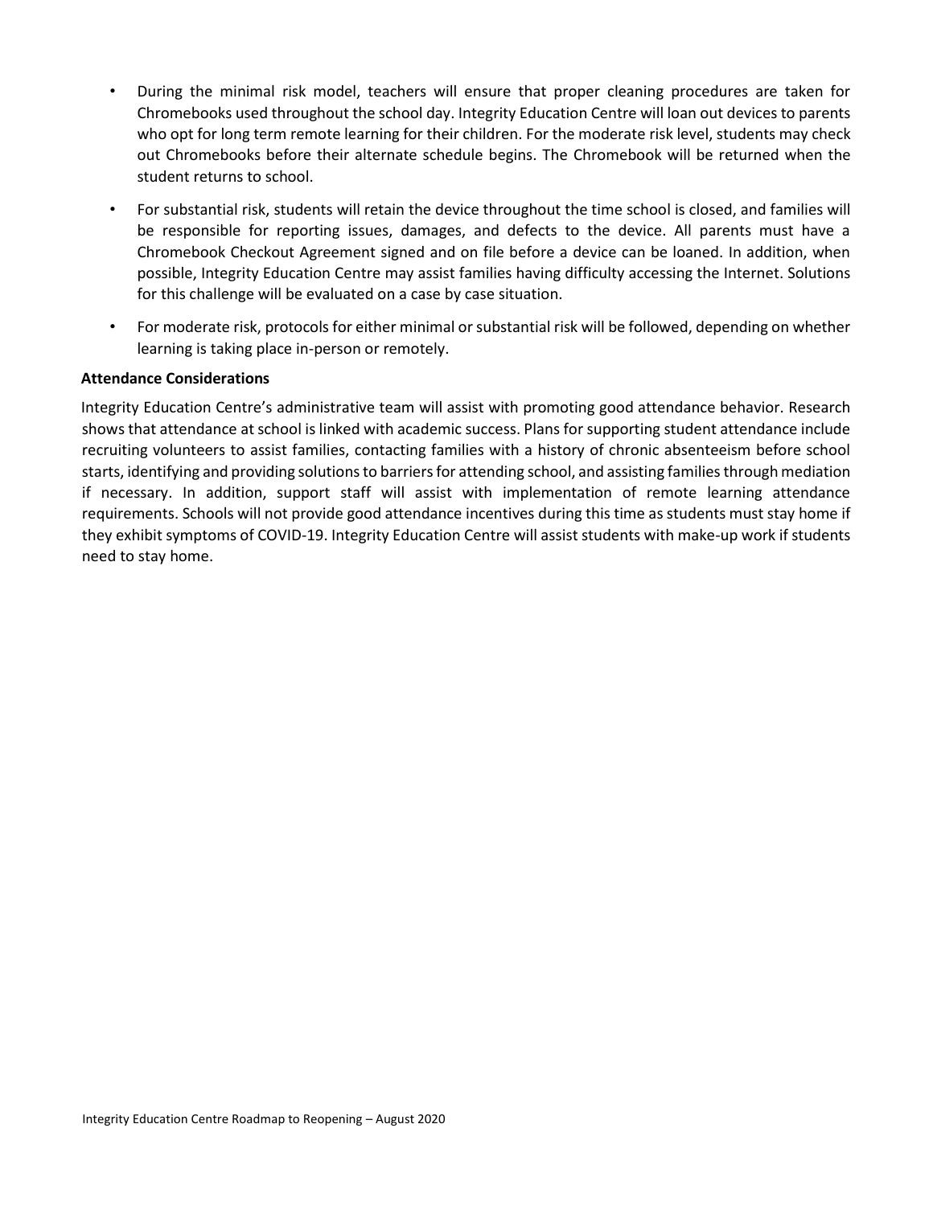- During the minimal risk model, teachers will ensure that proper cleaning procedures are taken for Chromebooks used throughout the school day. Integrity Education Centre will loan out devices to parents who opt for long term remote learning for their children. For the moderate risk level, students may check out Chromebooks before their alternate schedule begins. The Chromebook will be returned when the student returns to school.
- For substantial risk, students will retain the device throughout the time school is closed, and families will be responsible for reporting issues, damages, and defects to the device. All parents must have a Chromebook Checkout Agreement signed and on file before a device can be loaned. In addition, when possible, Integrity Education Centre may assist families having difficulty accessing the Internet. Solutions for this challenge will be evaluated on a case by case situation.
- For moderate risk, protocols for either minimal or substantial risk will be followed, depending on whether learning is taking place in-person or remotely.

**Attendance Considerations**

Integrity Education Centre's administrative team will assist with promoting good attendance behavior. Research shows that attendance at school is linked with academic success. Plans for supporting student attendance include recruiting volunteers to assist families, contacting families with a history of chronic absenteeism before school starts, identifying and providing solutions to barriers for attending school, and assisting families through mediation if necessary. In addition, support staff will assist with implementation of remote learning attendance requirements. Schools will not provide good attendance incentives during this time as students must stay home if they exhibit symptoms of COVID-19. Integrity Education Centre will assist students with make-up work if students need to stay home.